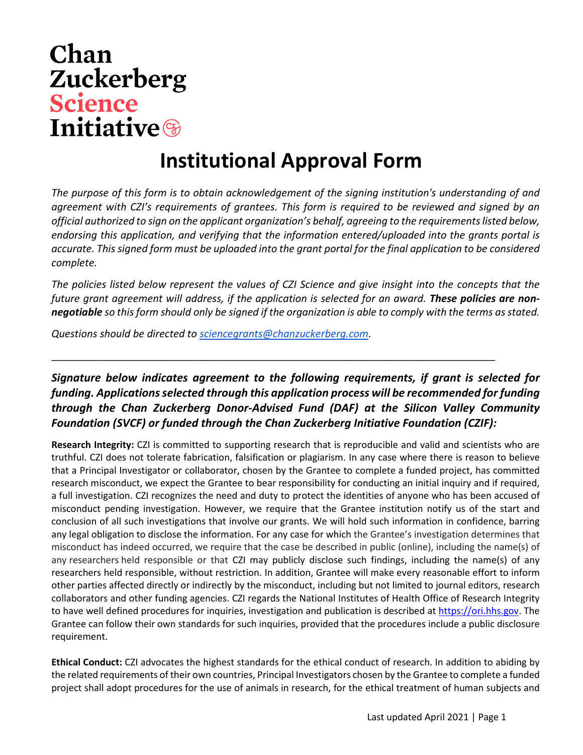# Chan Zuckerberg Science Initiative

# Institutional Approval Form

*The purpose of this form is to obtain acknowledgement of the signing institution's understanding of and agreement with CZI's requirements of grantees. This form is required to be reviewed and signed by an official authorized to sign on the applicant organization's behalf, agreeing to the requirements listed below, endorsing this application, and verifying that the information entered/uploaded into the grants portal is accurate. This signed form must be uploaded into the grant portal for the final application to be considered complete.*

*The policies listed below represent the values of CZI Science and give insight into the concepts that the future grant agreement will address, if the application is selected for an award.* ***These policies are non-negotiable*** *so this form should only be signed if the organization is able to comply with the terms as stated.*

*Questions should be directed to [sciencegrants@chanzuckerberg.com](mailto:sciencegrants@chanzuckerberg.com).*

---

***Signature below indicates agreement to the following requirements, if grant is selected for funding. Applications selected through this application process will be recommended for funding through the Chan Zuckerberg Donor-Advised Fund (DAF) at the Silicon Valley Community Foundation (SVCF) or funded through the Chan Zuckerberg Initiative Foundation (CZIF):***

**Research Integrity:** CZI is committed to supporting research that is reproducible and valid and scientists who are truthful. CZI does not tolerate fabrication, falsification or plagiarism. In any case where there is reason to believe that a Principal Investigator or collaborator, chosen by the Grantee to complete a funded project, has committed research misconduct, we expect the Grantee to bear responsibility for conducting an initial inquiry and if required, a full investigation. CZI recognizes the need and duty to protect the identities of anyone who has been accused of misconduct pending investigation. However, we require that the Grantee institution notify us of the start and conclusion of all such investigations that involve our grants. We will hold such information in confidence, barring any legal obligation to disclose the information. For any case for which the Grantee's investigation determines that misconduct has indeed occurred, we require that the case be described in public (online), including the name(s) of any researchers held responsible or that CZI may publicly disclose such findings, including the name(s) of any researchers held responsible, without restriction. In addition, Grantee will make every reasonable effort to inform other parties affected directly or indirectly by the misconduct, including but not limited to journal editors, research collaborators and other funding agencies. CZI regards the National Institutes of Health Office of Research Integrity to have well defined procedures for inquiries, investigation and publication is described at [https://ori.hhs.gov](https://ori.hhs.gov). The Grantee can follow their own standards for such inquiries, provided that the procedures include a public disclosure requirement.

**Ethical Conduct:** CZI advocates the highest standards for the ethical conduct of research. In addition to abiding by the related requirements of their own countries, Principal Investigators chosen by the Grantee to complete a funded project shall adopt procedures for the use of animals in research, for the ethical treatment of human subjects and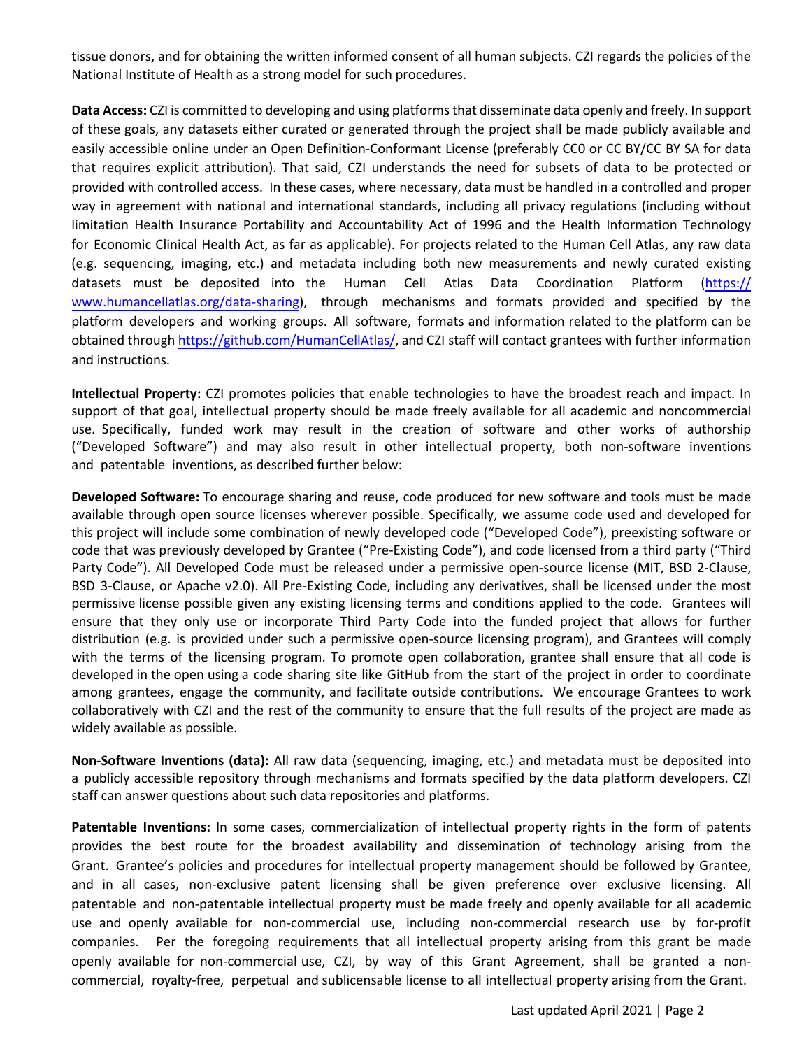tissue donors, and for obtaining the written informed consent of all human subjects. CZI regards the policies of the National Institute of Health as a strong model for such procedures.

**Data Access:** CZI is committed to developing and using platforms that disseminate data openly and freely. In support of these goals, any datasets either curated or generated through the project shall be made publicly available and easily accessible online under an Open Definition-Conformant License (preferably CC0 or CC BY/CC BY SA for data that requires explicit attribution). That said, CZI understands the need for subsets of data to be protected or provided with controlled access. In these cases, where necessary, data must be handled in a controlled and proper way in agreement with national and international standards, including all privacy regulations (including without limitation Health Insurance Portability and Accountability Act of 1996 and the Health Information Technology for Economic Clinical Health Act, as far as applicable). For projects related to the Human Cell Atlas, any raw data (e.g. sequencing, imaging, etc.) and metadata including both new measurements and newly curated existing datasets must be deposited into the Human Cell Atlas Data Coordination Platform (https://www.humancellatlas.org/data-sharing), through mechanisms and formats provided and specified by the platform developers and working groups. All software, formats and information related to the platform can be obtained through https://github.com/HumanCellAtlas/, and CZI staff will contact grantees with further information and instructions.

**Intellectual Property:** CZI promotes policies that enable technologies to have the broadest reach and impact. In support of that goal, intellectual property should be made freely available for all academic and noncommercial use. Specifically, funded work may result in the creation of software and other works of authorship ("Developed Software") and may also result in other intellectual property, both non-software inventions and patentable inventions, as described further below:

**Developed Software:** To encourage sharing and reuse, code produced for new software and tools must be made available through open source licenses wherever possible. Specifically, we assume code used and developed for this project will include some combination of newly developed code ("Developed Code"), preexisting software or code that was previously developed by Grantee ("Pre-Existing Code"), and code licensed from a third party ("Third Party Code"). All Developed Code must be released under a permissive open-source license (MIT, BSD 2-Clause, BSD 3-Clause, or Apache v2.0). All Pre-Existing Code, including any derivatives, shall be licensed under the most permissive license possible given any existing licensing terms and conditions applied to the code. Grantees will ensure that they only use or incorporate Third Party Code into the funded project that allows for further distribution (e.g. is provided under such a permissive open-source licensing program), and Grantees will comply with the terms of the licensing program. To promote open collaboration, grantee shall ensure that all code is developed in the open using a code sharing site like GitHub from the start of the project in order to coordinate among grantees, engage the community, and facilitate outside contributions. We encourage Grantees to work collaboratively with CZI and the rest of the community to ensure that the full results of the project are made as widely available as possible.

**Non-Software Inventions (data):** All raw data (sequencing, imaging, etc.) and metadata must be deposited into a publicly accessible repository through mechanisms and formats specified by the data platform developers. CZI staff can answer questions about such data repositories and platforms.

**Patentable Inventions:** In some cases, commercialization of intellectual property rights in the form of patents provides the best route for the broadest availability and dissemination of technology arising from the Grant. Grantee's policies and procedures for intellectual property management should be followed by Grantee, and in all cases, non-exclusive patent licensing shall be given preference over exclusive licensing. All patentable and non-patentable intellectual property must be made freely and openly available for all academic use and openly available for non-commercial use, including non-commercial research use by for-profit companies. Per the foregoing requirements that all intellectual property arising from this grant be made openly available for non-commercial use, CZI, by way of this Grant Agreement, shall be granted a non-commercial, royalty-free, perpetual and sublicensable license to all intellectual property arising from the Grant.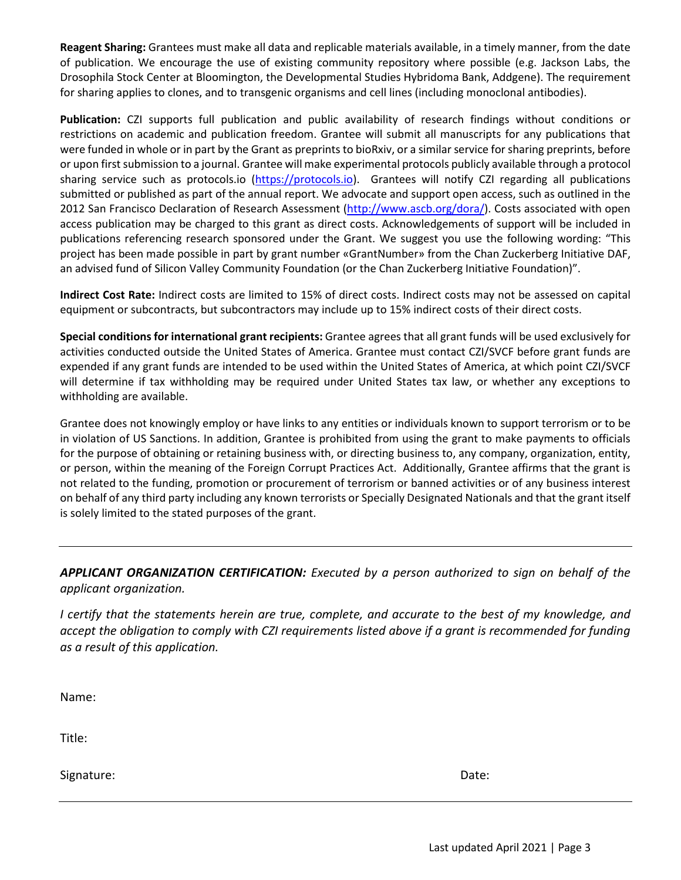**Reagent Sharing:** Grantees must make all data and replicable materials available, in a timely manner, from the date of publication. We encourage the use of existing community repository where possible (e.g. Jackson Labs, the Drosophila Stock Center at Bloomington, the Developmental Studies Hybridoma Bank, Addgene). The requirement for sharing applies to clones, and to transgenic organisms and cell lines (including monoclonal antibodies).

**Publication:** CZI supports full publication and public availability of research findings without conditions or restrictions on academic and publication freedom. Grantee will submit all manuscripts for any publications that were funded in whole or in part by the Grant as preprints to bioRxiv, or a similar service for sharing preprints, before or upon first submission to a journal. Grantee will make experimental protocols publicly available through a protocol sharing service such as protocols.io (https://protocols.io). Grantees will notify CZI regarding all publications submitted or published as part of the annual report. We advocate and support open access, such as outlined in the 2012 San Francisco Declaration of Research Assessment (http://www.ascb.org/dora/). Costs associated with open access publication may be charged to this grant as direct costs. Acknowledgements of support will be included in publications referencing research sponsored under the Grant. We suggest you use the following wording: "This project has been made possible in part by grant number «GrantNumber» from the Chan Zuckerberg Initiative DAF, an advised fund of Silicon Valley Community Foundation (or the Chan Zuckerberg Initiative Foundation)".

**Indirect Cost Rate:** Indirect costs are limited to 15% of direct costs. Indirect costs may not be assessed on capital equipment or subcontracts, but subcontractors may include up to 15% indirect costs of their direct costs.

**Special conditions for international grant recipients:** Grantee agrees that all grant funds will be used exclusively for activities conducted outside the United States of America. Grantee must contact CZI/SVCF before grant funds are expended if any grant funds are intended to be used within the United States of America, at which point CZI/SVCF will determine if tax withholding may be required under United States tax law, or whether any exceptions to withholding are available.

Grantee does not knowingly employ or have links to any entities or individuals known to support terrorism or to be in violation of US Sanctions. In addition, Grantee is prohibited from using the grant to make payments to officials for the purpose of obtaining or retaining business with, or directing business to, any company, organization, entity, or person, within the meaning of the Foreign Corrupt Practices Act. Additionally, Grantee affirms that the grant is not related to the funding, promotion or procurement of terrorism or banned activities or of any business interest on behalf of any third party including any known terrorists or Specially Designated Nationals and that the grant itself is solely limited to the stated purposes of the grant.

---

***APPLICANT ORGANIZATION CERTIFICATION:*** *Executed by a person authorized to sign on behalf of the applicant organization.*

*I certify that the statements herein are true, complete, and accurate to the best of my knowledge, and accept the obligation to comply with CZI requirements listed above if a grant is recommended for funding as a result of this application.*

Name:

Title:

Signature: Date:

---

Last updated April 2021